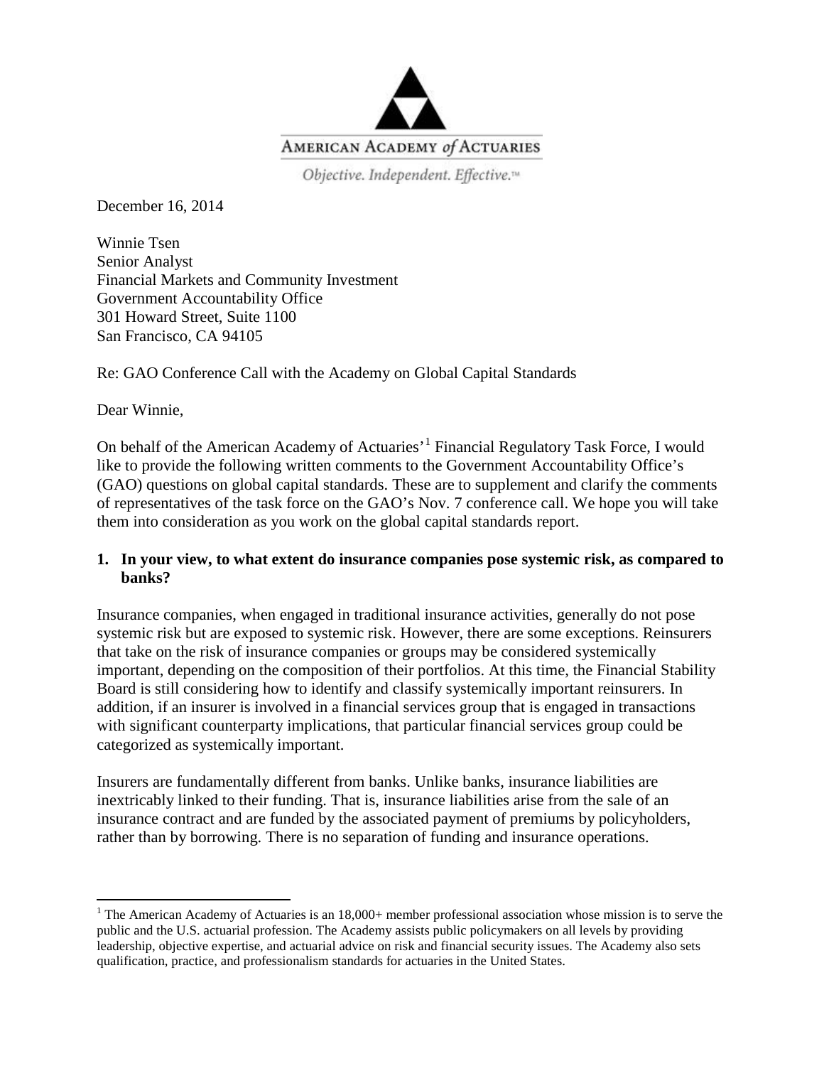AMERICAN ACADEMY *of* ACTUARIES

*Objective. Independent. Effective.™*

December 16, 2014

Winnie Tsen
Senior Analyst
Financial Markets and Community Investment
Government Accountability Office
301 Howard Street, Suite 1100
San Francisco, CA 94105

Re: GAO Conference Call with the Academy on Global Capital Standards

Dear Winnie,

On behalf of the American Academy of Actuaries'[1] Financial Regulatory Task Force, I would like to provide the following written comments to the Government Accountability Office's (GAO) questions on global capital standards. These are to supplement and clarify the comments of representatives of the task force on the GAO's Nov. 7 conference call. We hope you will take them into consideration as you work on the global capital standards report.

**1. In your view, to what extent do insurance companies pose systemic risk, as compared to banks?**

Insurance companies, when engaged in traditional insurance activities, generally do not pose systemic risk but are exposed to systemic risk. However, there are some exceptions. Reinsurers that take on the risk of insurance companies or groups may be considered systemically important, depending on the composition of their portfolios. At this time, the Financial Stability Board is still considering how to identify and classify systemically important reinsurers. In addition, if an insurer is involved in a financial services group that is engaged in transactions with significant counterparty implications, that particular financial services group could be categorized as systemically important.

Insurers are fundamentally different from banks. Unlike banks, insurance liabilities are inextricably linked to their funding. That is, insurance liabilities arise from the sale of an insurance contract and are funded by the associated payment of premiums by policyholders, rather than by borrowing. There is no separation of funding and insurance operations.

---

[1] The American Academy of Actuaries is an 18,000+ member professional association whose mission is to serve the public and the U.S. actuarial profession. The Academy assists public policymakers on all levels by providing leadership, objective expertise, and actuarial advice on risk and financial security issues. The Academy also sets qualification, practice, and professionalism standards for actuaries in the United States.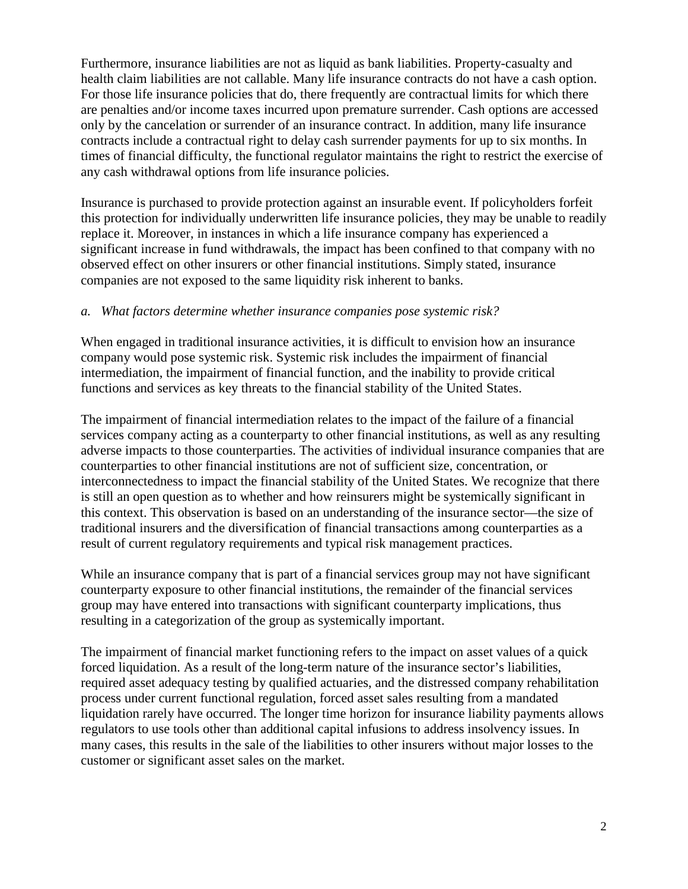Furthermore, insurance liabilities are not as liquid as bank liabilities. Property-casualty and health claim liabilities are not callable. Many life insurance contracts do not have a cash option. For those life insurance policies that do, there frequently are contractual limits for which there are penalties and/or income taxes incurred upon premature surrender. Cash options are accessed only by the cancelation or surrender of an insurance contract. In addition, many life insurance contracts include a contractual right to delay cash surrender payments for up to six months. In times of financial difficulty, the functional regulator maintains the right to restrict the exercise of any cash withdrawal options from life insurance policies.

Insurance is purchased to provide protection against an insurable event. If policyholders forfeit this protection for individually underwritten life insurance policies, they may be unable to readily replace it. Moreover, in instances in which a life insurance company has experienced a significant increase in fund withdrawals, the impact has been confined to that company with no observed effect on other insurers or other financial institutions. Simply stated, insurance companies are not exposed to the same liquidity risk inherent to banks.

*a. What factors determine whether insurance companies pose systemic risk?*

When engaged in traditional insurance activities, it is difficult to envision how an insurance company would pose systemic risk. Systemic risk includes the impairment of financial intermediation, the impairment of financial function, and the inability to provide critical functions and services as key threats to the financial stability of the United States.

The impairment of financial intermediation relates to the impact of the failure of a financial services company acting as a counterparty to other financial institutions, as well as any resulting adverse impacts to those counterparties. The activities of individual insurance companies that are counterparties to other financial institutions are not of sufficient size, concentration, or interconnectedness to impact the financial stability of the United States. We recognize that there is still an open question as to whether and how reinsurers might be systemically significant in this context. This observation is based on an understanding of the insurance sector—the size of traditional insurers and the diversification of financial transactions among counterparties as a result of current regulatory requirements and typical risk management practices.

While an insurance company that is part of a financial services group may not have significant counterparty exposure to other financial institutions, the remainder of the financial services group may have entered into transactions with significant counterparty implications, thus resulting in a categorization of the group as systemically important.

The impairment of financial market functioning refers to the impact on asset values of a quick forced liquidation. As a result of the long-term nature of the insurance sector's liabilities, required asset adequacy testing by qualified actuaries, and the distressed company rehabilitation process under current functional regulation, forced asset sales resulting from a mandated liquidation rarely have occurred. The longer time horizon for insurance liability payments allows regulators to use tools other than additional capital infusions to address insolvency issues. In many cases, this results in the sale of the liabilities to other insurers without major losses to the customer or significant asset sales on the market.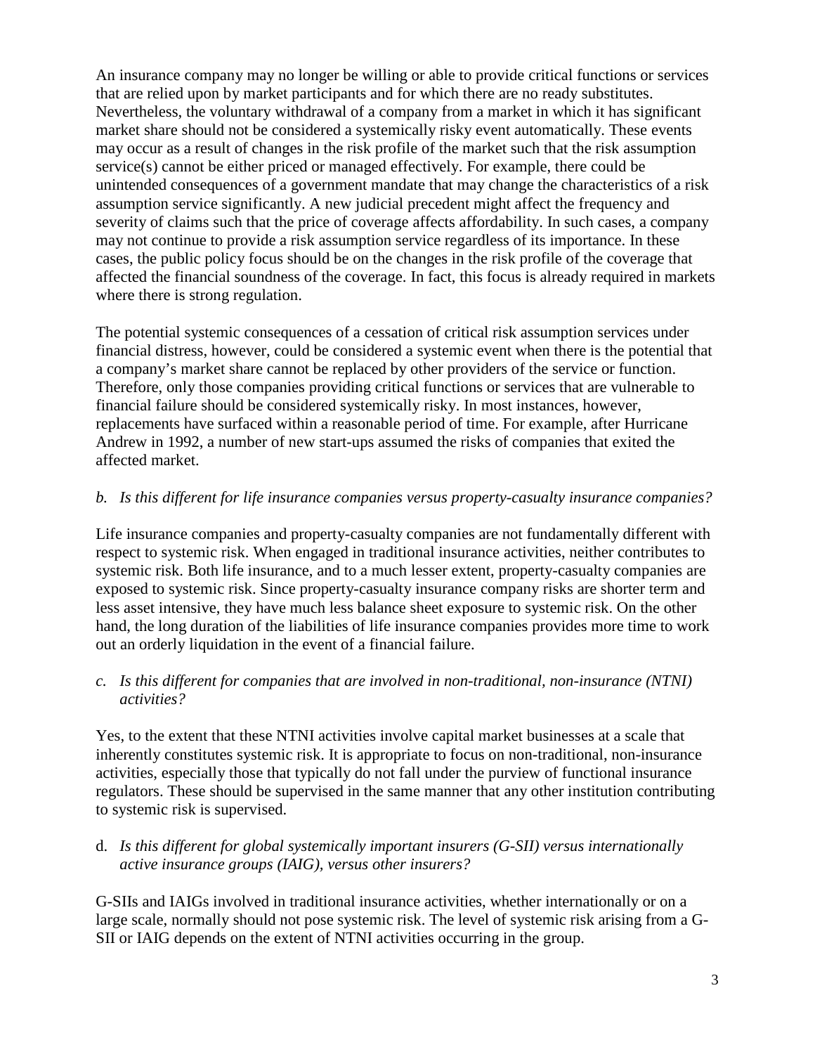An insurance company may no longer be willing or able to provide critical functions or services that are relied upon by market participants and for which there are no ready substitutes. Nevertheless, the voluntary withdrawal of a company from a market in which it has significant market share should not be considered a systemically risky event automatically. These events may occur as a result of changes in the risk profile of the market such that the risk assumption service(s) cannot be either priced or managed effectively. For example, there could be unintended consequences of a government mandate that may change the characteristics of a risk assumption service significantly. A new judicial precedent might affect the frequency and severity of claims such that the price of coverage affects affordability. In such cases, a company may not continue to provide a risk assumption service regardless of its importance. In these cases, the public policy focus should be on the changes in the risk profile of the coverage that affected the financial soundness of the coverage. In fact, this focus is already required in markets where there is strong regulation.

The potential systemic consequences of a cessation of critical risk assumption services under financial distress, however, could be considered a systemic event when there is the potential that a company's market share cannot be replaced by other providers of the service or function. Therefore, only those companies providing critical functions or services that are vulnerable to financial failure should be considered systemically risky. In most instances, however, replacements have surfaced within a reasonable period of time. For example, after Hurricane Andrew in 1992, a number of new start-ups assumed the risks of companies that exited the affected market.

*b. Is this different for life insurance companies versus property-casualty insurance companies?*

Life insurance companies and property-casualty companies are not fundamentally different with respect to systemic risk. When engaged in traditional insurance activities, neither contributes to systemic risk. Both life insurance, and to a much lesser extent, property-casualty companies are exposed to systemic risk. Since property-casualty insurance company risks are shorter term and less asset intensive, they have much less balance sheet exposure to systemic risk. On the other hand, the long duration of the liabilities of life insurance companies provides more time to work out an orderly liquidation in the event of a financial failure.

*c. Is this different for companies that are involved in non-traditional, non-insurance (NTNI) activities?*

Yes, to the extent that these NTNI activities involve capital market businesses at a scale that inherently constitutes systemic risk. It is appropriate to focus on non-traditional, non-insurance activities, especially those that typically do not fall under the purview of functional insurance regulators. These should be supervised in the same manner that any other institution contributing to systemic risk is supervised.

d. *Is this different for global systemically important insurers (G-SII) versus internationally active insurance groups (IAIG), versus other insurers?*

G-SIIs and IAIGs involved in traditional insurance activities, whether internationally or on a large scale, normally should not pose systemic risk. The level of systemic risk arising from a G-SII or IAIG depends on the extent of NTNI activities occurring in the group.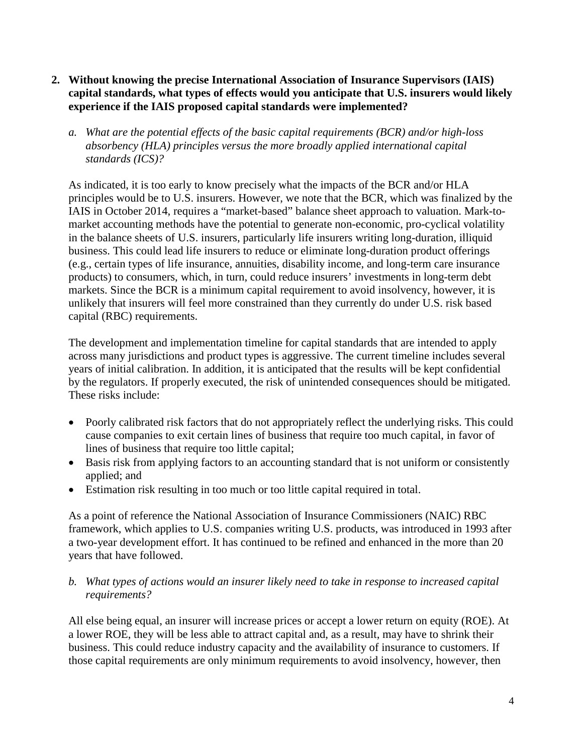**2. Without knowing the precise International Association of Insurance Supervisors (IAIS) capital standards, what types of effects would you anticipate that U.S. insurers would likely experience if the IAIS proposed capital standards were implemented?**

*a. What are the potential effects of the basic capital requirements (BCR) and/or high-loss absorbency (HLA) principles versus the more broadly applied international capital standards (ICS)?*

As indicated, it is too early to know precisely what the impacts of the BCR and/or HLA principles would be to U.S. insurers. However, we note that the BCR, which was finalized by the IAIS in October 2014, requires a "market-based" balance sheet approach to valuation. Mark-to-market accounting methods have the potential to generate non-economic, pro-cyclical volatility in the balance sheets of U.S. insurers, particularly life insurers writing long-duration, illiquid business. This could lead life insurers to reduce or eliminate long-duration product offerings (e.g., certain types of life insurance, annuities, disability income, and long-term care insurance products) to consumers, which, in turn, could reduce insurers' investments in long-term debt markets. Since the BCR is a minimum capital requirement to avoid insolvency, however, it is unlikely that insurers will feel more constrained than they currently do under U.S. risk based capital (RBC) requirements.

The development and implementation timeline for capital standards that are intended to apply across many jurisdictions and product types is aggressive. The current timeline includes several years of initial calibration. In addition, it is anticipated that the results will be kept confidential by the regulators. If properly executed, the risk of unintended consequences should be mitigated. These risks include:

- Poorly calibrated risk factors that do not appropriately reflect the underlying risks. This could cause companies to exit certain lines of business that require too much capital, in favor of lines of business that require too little capital;
- Basis risk from applying factors to an accounting standard that is not uniform or consistently applied; and
- Estimation risk resulting in too much or too little capital required in total.

As a point of reference the National Association of Insurance Commissioners (NAIC) RBC framework, which applies to U.S. companies writing U.S. products, was introduced in 1993 after a two-year development effort. It has continued to be refined and enhanced in the more than 20 years that have followed.

*b. What types of actions would an insurer likely need to take in response to increased capital requirements?*

All else being equal, an insurer will increase prices or accept a lower return on equity (ROE). At a lower ROE, they will be less able to attract capital and, as a result, may have to shrink their business. This could reduce industry capacity and the availability of insurance to customers. If those capital requirements are only minimum requirements to avoid insolvency, however, then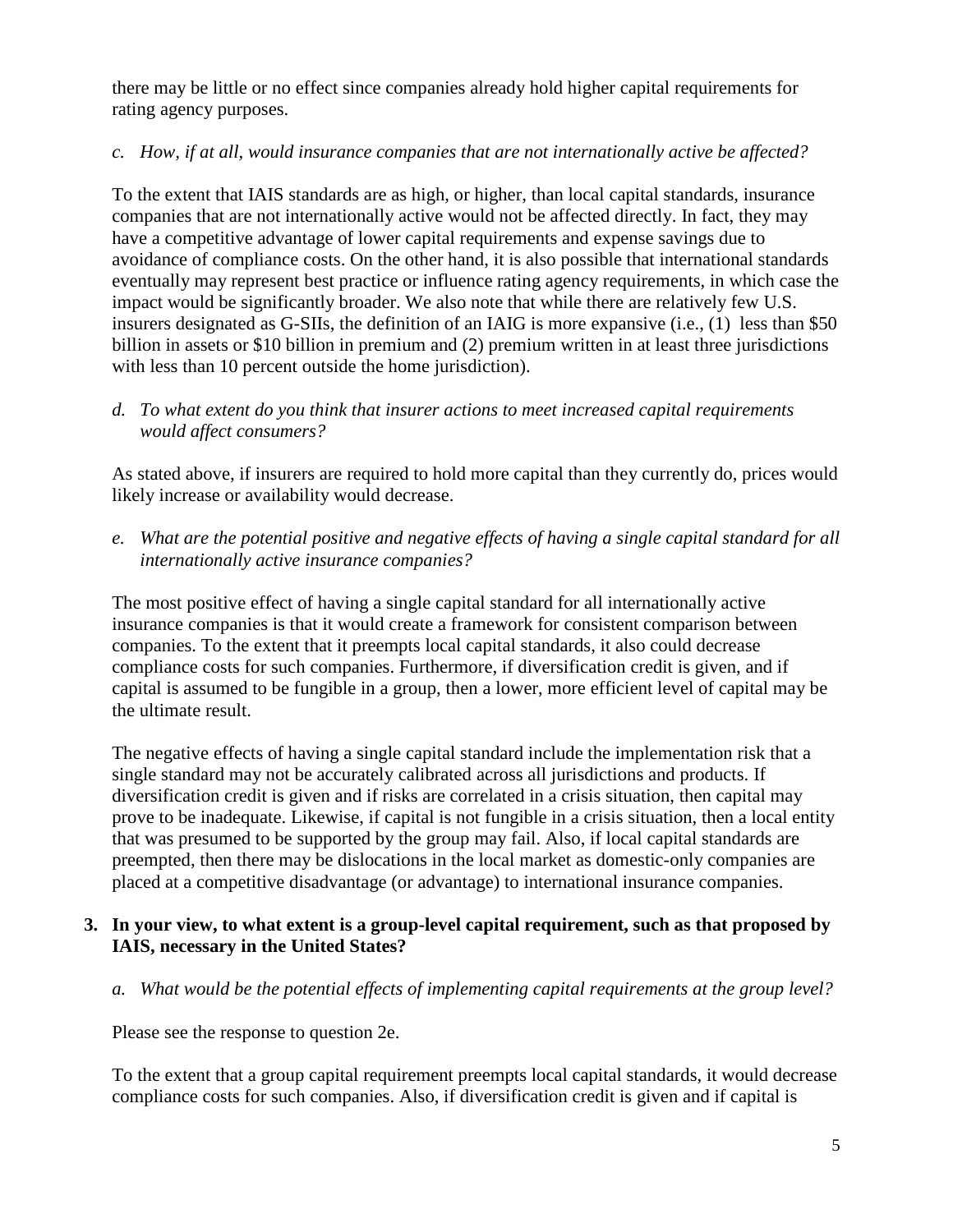there may be little or no effect since companies already hold higher capital requirements for rating agency purposes.

*c. How, if at all, would insurance companies that are not internationally active be affected?*

To the extent that IAIS standards are as high, or higher, than local capital standards, insurance companies that are not internationally active would not be affected directly. In fact, they may have a competitive advantage of lower capital requirements and expense savings due to avoidance of compliance costs. On the other hand, it is also possible that international standards eventually may represent best practice or influence rating agency requirements, in which case the impact would be significantly broader. We also note that while there are relatively few U.S. insurers designated as G-SIIs, the definition of an IAIG is more expansive (i.e., (1) less than $50 billion in assets or $10 billion in premium and (2) premium written in at least three jurisdictions with less than 10 percent outside the home jurisdiction).

*d. To what extent do you think that insurer actions to meet increased capital requirements would affect consumers?*

As stated above, if insurers are required to hold more capital than they currently do, prices would likely increase or availability would decrease.

*e. What are the potential positive and negative effects of having a single capital standard for all internationally active insurance companies?*

The most positive effect of having a single capital standard for all internationally active insurance companies is that it would create a framework for consistent comparison between companies. To the extent that it preempts local capital standards, it also could decrease compliance costs for such companies. Furthermore, if diversification credit is given, and if capital is assumed to be fungible in a group, then a lower, more efficient level of capital may be the ultimate result.

The negative effects of having a single capital standard include the implementation risk that a single standard may not be accurately calibrated across all jurisdictions and products. If diversification credit is given and if risks are correlated in a crisis situation, then capital may prove to be inadequate. Likewise, if capital is not fungible in a crisis situation, then a local entity that was presumed to be supported by the group may fail. Also, if local capital standards are preempted, then there may be dislocations in the local market as domestic-only companies are placed at a competitive disadvantage (or advantage) to international insurance companies.

**3. In your view, to what extent is a group-level capital requirement, such as that proposed by IAIS, necessary in the United States?**

*a. What would be the potential effects of implementing capital requirements at the group level?*

Please see the response to question 2e.

To the extent that a group capital requirement preempts local capital standards, it would decrease compliance costs for such companies. Also, if diversification credit is given and if capital is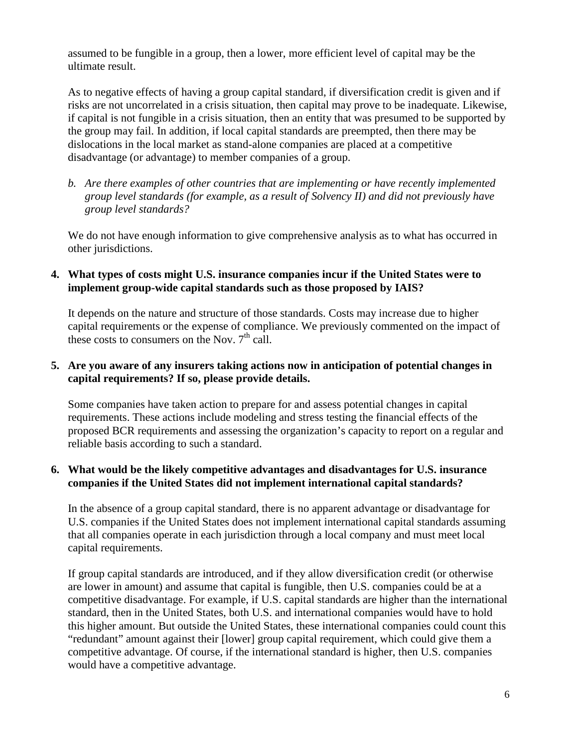assumed to be fungible in a group, then a lower, more efficient level of capital may be the ultimate result.

As to negative effects of having a group capital standard, if diversification credit is given and if risks are not uncorrelated in a crisis situation, then capital may prove to be inadequate. Likewise, if capital is not fungible in a crisis situation, then an entity that was presumed to be supported by the group may fail. In addition, if local capital standards are preempted, then there may be dislocations in the local market as stand-alone companies are placed at a competitive disadvantage (or advantage) to member companies of a group.

b. *Are there examples of other countries that are implementing or have recently implemented group level standards (for example, as a result of Solvency II) and did not previously have group level standards?*

We do not have enough information to give comprehensive analysis as to what has occurred in other jurisdictions.

**4. What types of costs might U.S. insurance companies incur if the United States were to implement group-wide capital standards such as those proposed by IAIS?**

It depends on the nature and structure of those standards. Costs may increase due to higher capital requirements or the expense of compliance. We previously commented on the impact of these costs to consumers on the Nov. 7th call.

**5. Are you aware of any insurers taking actions now in anticipation of potential changes in capital requirements? If so, please provide details.**

Some companies have taken action to prepare for and assess potential changes in capital requirements. These actions include modeling and stress testing the financial effects of the proposed BCR requirements and assessing the organization's capacity to report on a regular and reliable basis according to such a standard.

**6. What would be the likely competitive advantages and disadvantages for U.S. insurance companies if the United States did not implement international capital standards?**

In the absence of a group capital standard, there is no apparent advantage or disadvantage for U.S. companies if the United States does not implement international capital standards assuming that all companies operate in each jurisdiction through a local company and must meet local capital requirements.

If group capital standards are introduced, and if they allow diversification credit (or otherwise are lower in amount) and assume that capital is fungible, then U.S. companies could be at a competitive disadvantage. For example, if U.S. capital standards are higher than the international standard, then in the United States, both U.S. and international companies would have to hold this higher amount. But outside the United States, these international companies could count this "redundant" amount against their [lower] group capital requirement, which could give them a competitive advantage. Of course, if the international standard is higher, then U.S. companies would have a competitive advantage.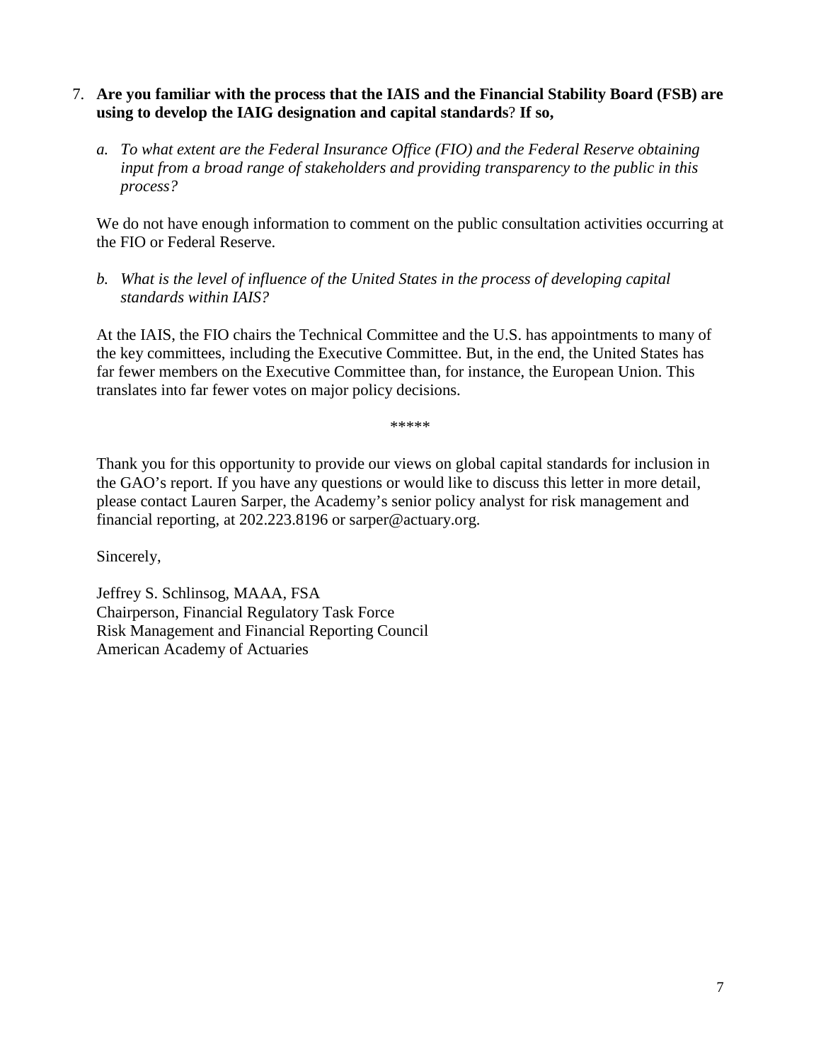7. **Are you familiar with the process that the IAIS and the Financial Stability Board (FSB) are using to develop the IAIG designation and capital standards? If so,**

   a. *To what extent are the Federal Insurance Office (FIO) and the Federal Reserve obtaining input from a broad range of stakeholders and providing transparency to the public in this process?*

   We do not have enough information to comment on the public consultation activities occurring at the FIO or Federal Reserve.

   b. *What is the level of influence of the United States in the process of developing capital standards within IAIS?*

   At the IAIS, the FIO chairs the Technical Committee and the U.S. has appointments to many of the key committees, including the Executive Committee. But, in the end, the United States has far fewer members on the Executive Committee than, for instance, the European Union. This translates into far fewer votes on major policy decisions.

*****

Thank you for this opportunity to provide our views on global capital standards for inclusion in the GAO's report. If you have any questions or would like to discuss this letter in more detail, please contact Lauren Sarper, the Academy's senior policy analyst for risk management and financial reporting, at 202.223.8196 or sarper@actuary.org.

Sincerely,

Jeffrey S. Schlinsog, MAAA, FSA
Chairperson, Financial Regulatory Task Force
Risk Management and Financial Reporting Council
American Academy of Actuaries